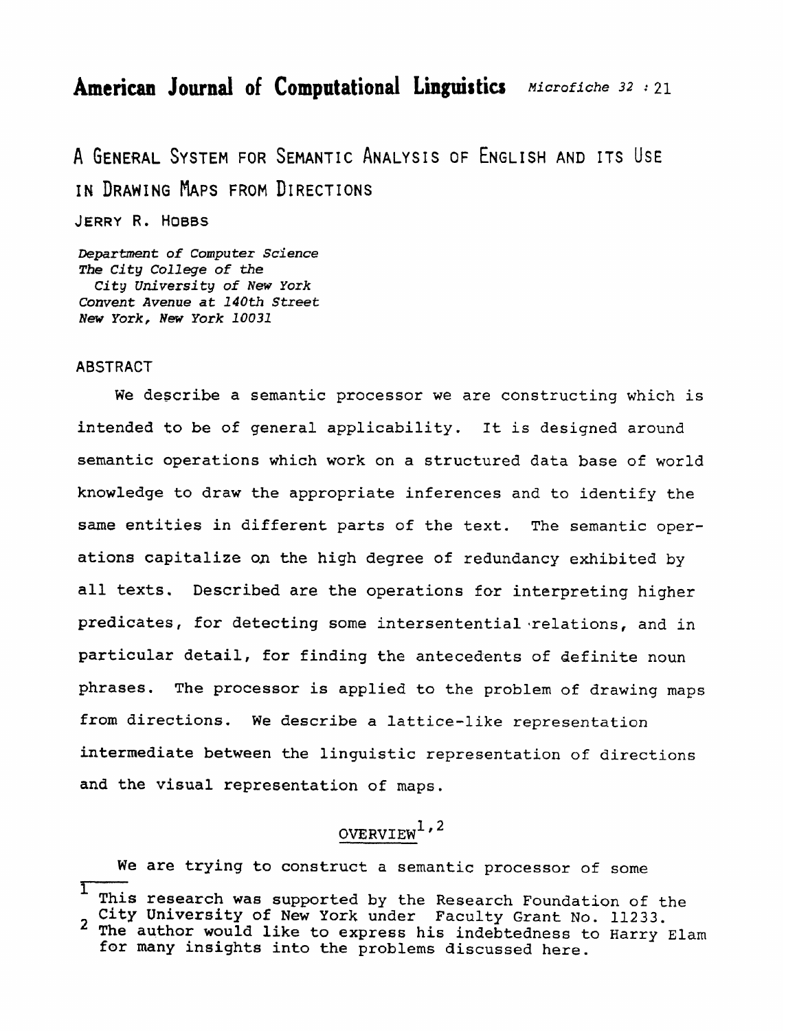# A General System for Semantic Analysis of English and its Use in Drawing Maps from Directions

**Jerry R. Hobbs**

*Department of Computer Science*
*The City College of the*
*City University of New York*
*Convent Avenue at 140th Street*
*New York, New York 10031*

## ABSTRACT

We describe a semantic processor we are constructing which is intended to be of general applicability. It is designed around semantic operations which work on a structured data base of world knowledge to draw the appropriate inferences and to identify the same entities in different parts of the text. The semantic operations capitalize on the high degree of redundancy exhibited by all texts. Described are the operations for interpreting higher predicates, for detecting some intersentential relations, and in particular detail, for finding the antecedents of definite noun phrases. The processor is applied to the problem of drawing maps from directions. We describe a lattice-like representation intermediate between the linguistic representation of directions and the visual representation of maps.

## OVERVIEW[1,2]

We are trying to construct a semantic processor of some

[1] This research was supported by the Research Foundation of the City University of New York under Faculty Grant No. 11233.

[2] The author would like to express his indebtedness to Harry Elam for many insights into the problems discussed here.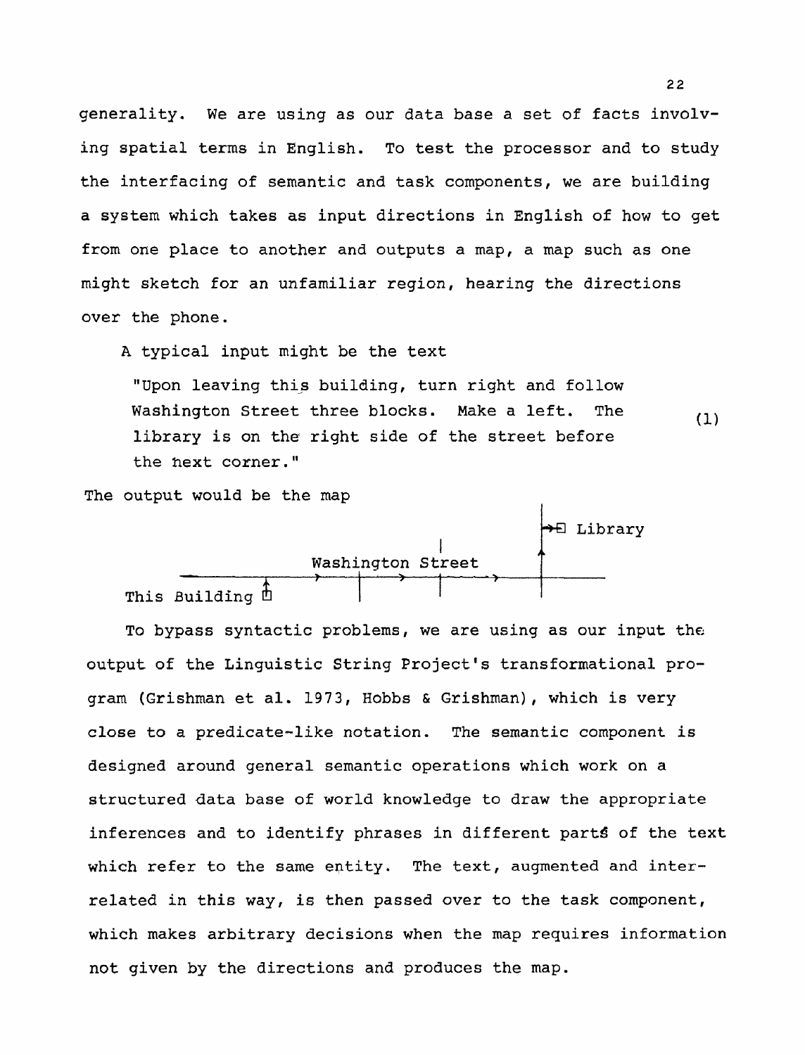generality. We are using as our data base a set of facts involving spatial terms in English. To test the processor and to study the interfacing of semantic and task components, we are building a system which takes as input directions in English of how to get from one place to another and outputs a map, a map such as one might sketch for an unfamiliar region, hearing the directions over the phone.

A typical input might be the text

> "Upon leaving this building, turn right and follow Washington Street three blocks. Make a left. The library is on the right side of the street before the next corner." (1)

The output would be the map

Library

Washington Street

This Building

To bypass syntactic problems, we are using as our input the output of the Linguistic String Project's transformational program (Grishman et al. 1973, Hobbs & Grishman), which is very close to a predicate-like notation. The semantic component is designed around general semantic operations which work on a structured data base of world knowledge to draw the appropriate inferences and to identify phrases in different parts of the text which refer to the same entity. The text, augmented and interrelated in this way, is then passed over to the task component, which makes arbitrary decisions when the map requires information not given by the directions and produces the map.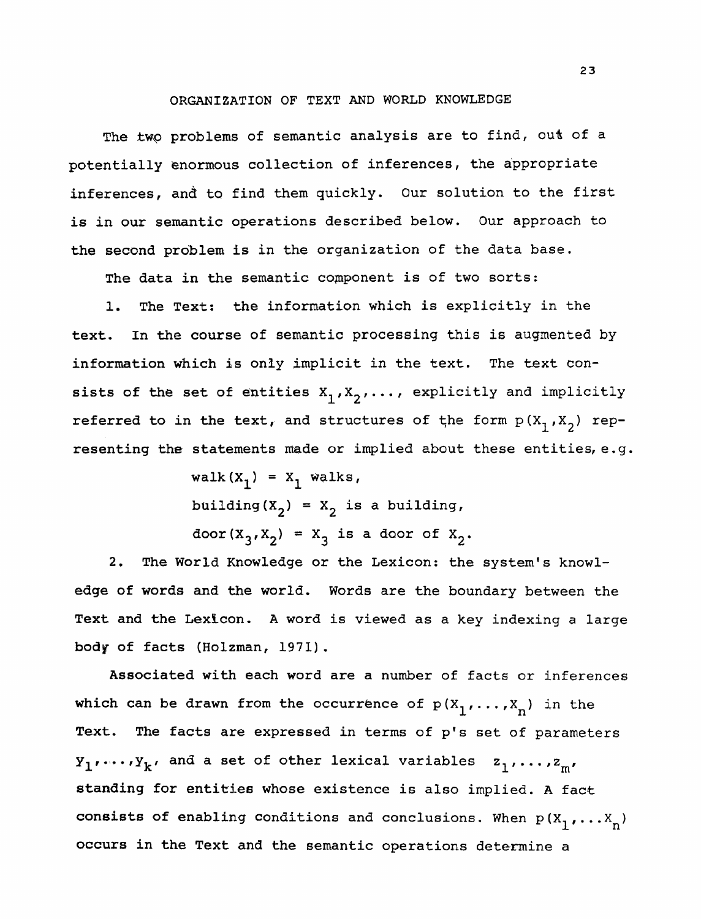## ORGANIZATION OF TEXT AND WORLD KNOWLEDGE

The two problems of semantic analysis are to find, out of a potentially enormous collection of inferences, the appropriate inferences, and to find them quickly. Our solution to the first is in our semantic operations described below. Our approach to the second problem is in the organization of the data base.

The data in the semantic component is of two sorts:

1. The Text: the information which is explicitly in the text. In the course of semantic processing this is augmented by information which is only implicit in the text. The text consists of the set of entities $X_1, X_2, \ldots$, explicitly and implicitly referred to in the text, and structures of the form $p(X_1, X_2)$ representing the statements made or implied about these entities, e.g.

   $\text{walk}(X_1) = X_1$ walks,

   $\text{building}(X_2) = X_2$ is a building,

   $\text{door}(X_3, X_2) = X_3$ is a door of $X_2$.

2. The World Knowledge or the Lexicon: the system's knowledge of words and the world. Words are the boundary between the Text and the Lexicon. A word is viewed as a key indexing a large body of facts (Holzman, 1971).

Associated with each word are a number of facts or inferences which can be drawn from the occurrence of $p(X_1, \ldots, X_n)$ in the Text. The facts are expressed in terms of p's set of parameters $y_1, \ldots, y_k$, and a set of other lexical variables $z_1, \ldots, z_m$, standing for entities whose existence is also implied. A fact consists of enabling conditions and conclusions. When $p(X_1, \ldots X_n)$ occurs in the Text and the semantic operations determine a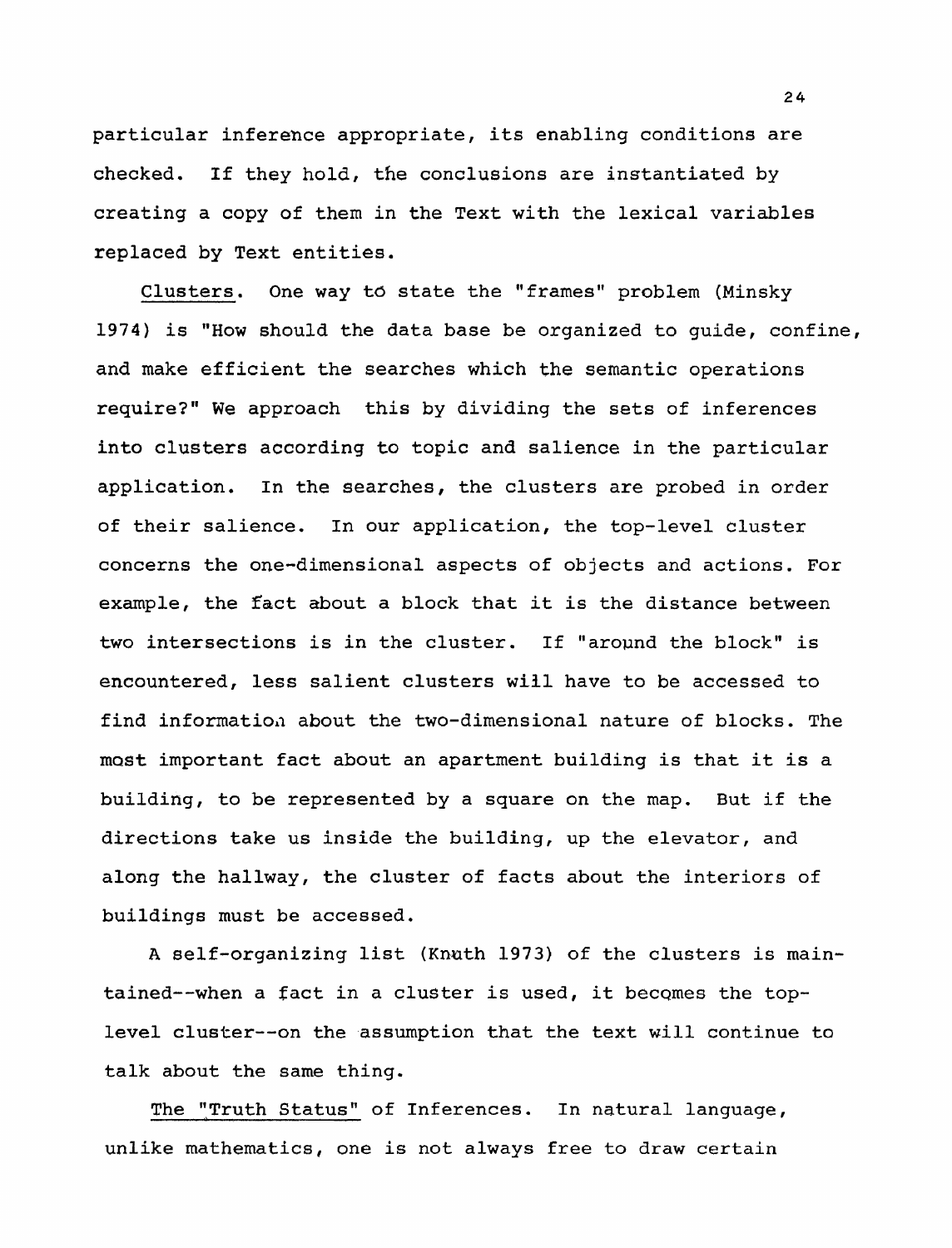particular inference appropriate, its enabling conditions are checked. If they hold, the conclusions are instantiated by creating a copy of them in the Text with the lexical variables replaced by Text entities.

Clusters. One way to state the "frames" problem (Minsky 1974) is "How should the data base be organized to guide, confine, and make efficient the searches which the semantic operations require?" We approach this by dividing the sets of inferences into clusters according to topic and salience in the particular application. In the searches, the clusters are probed in order of their salience. In our application, the top-level cluster concerns the one-dimensional aspects of objects and actions. For example, the fact about a block that it is the distance between two intersections is in the cluster. If "around the block" is encountered, less salient clusters will have to be accessed to find information about the two-dimensional nature of blocks. The most important fact about an apartment building is that it is a building, to be represented by a square on the map. But if the directions take us inside the building, up the elevator, and along the hallway, the cluster of facts about the interiors of buildings must be accessed.

A self-organizing list (Knuth 1973) of the clusters is maintained--when a fact in a cluster is used, it becomes the top-level cluster--on the assumption that the text will continue to talk about the same thing.

The "Truth Status" of Inferences. In natural language, unlike mathematics, one is not always free to draw certain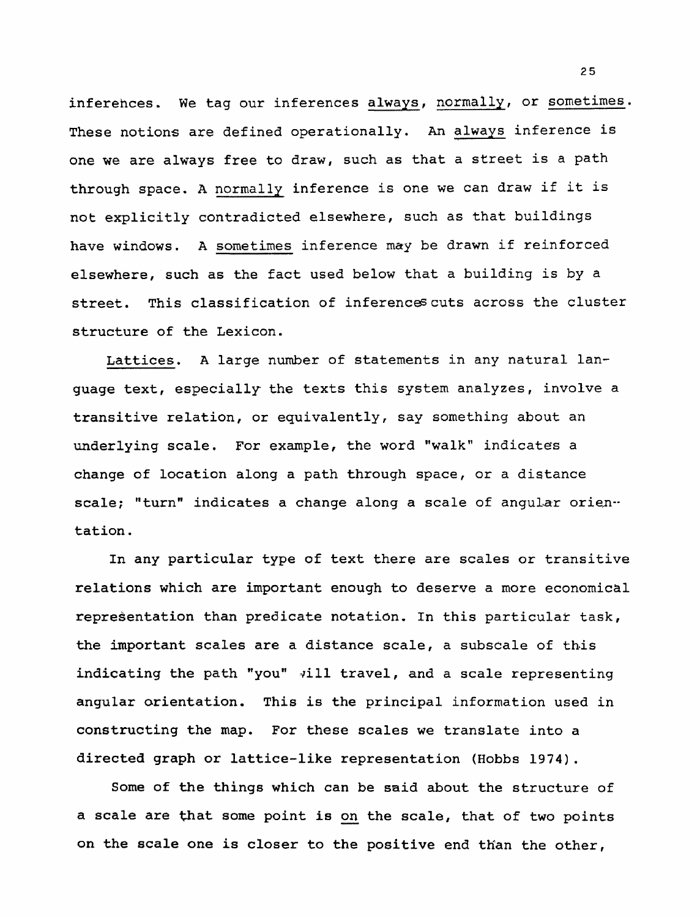inferences. We tag our inferences *always*, *normally*, or *sometimes*. These notions are defined operationally. An *always* inference is one we are always free to draw, such as that a street is a path through space. A *normally* inference is one we can draw if it is not explicitly contradicted elsewhere, such as that buildings have windows. A *sometimes* inference may be drawn if reinforced elsewhere, such as the fact used below that a building is by a street. This classification of inferences cuts across the cluster structure of the Lexicon.

*Lattices*. A large number of statements in any natural language text, especially the texts this system analyzes, involve a transitive relation, or equivalently, say something about an underlying scale. For example, the word "walk" indicates a change of location along a path through space, or a distance scale; "turn" indicates a change along a scale of angular orientation.

In any particular type of text there are scales or transitive relations which are important enough to deserve a more economical representation than predicate notation. In this particular task, the important scales are a distance scale, a subscale of this indicating the path "you" will travel, and a scale representing angular orientation. This is the principal information used in constructing the map. For these scales we translate into a directed graph or lattice-like representation (Hobbs 1974).

Some of the things which can be said about the structure of a scale are that some point is *on* the scale, that of two points on the scale one is closer to the positive end than the other,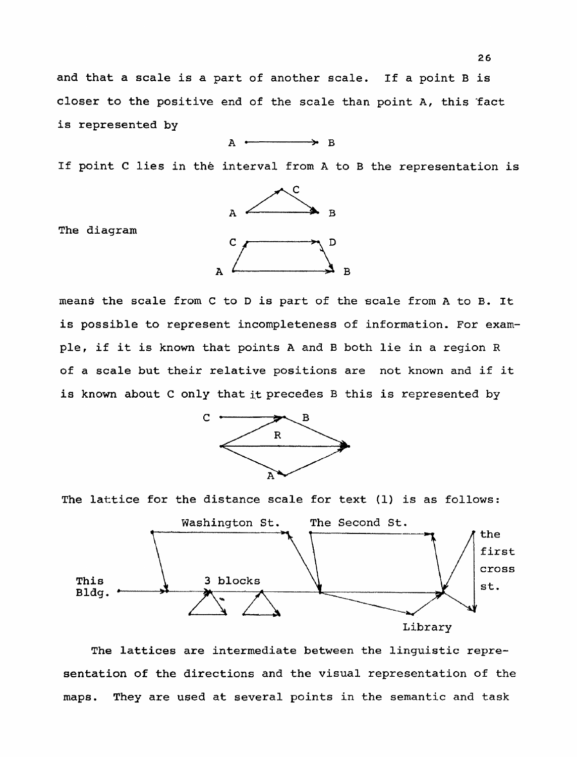and that a scale is a part of another scale. If a point B is closer to the positive end of the scale than point A, this fact is represented by

A ⟶ B

If point C lies in the interval from A to B the representation is

C

A B

The diagram

C D

A B

means the scale from C to D is part of the scale from A to B. It is possible to represent incompleteness of information. For example, if it is known that points A and B both lie in a region R of a scale but their relative positions are not known and if it is known about C only that it precedes B this is represented by

C B

R

A

The lattice for the distance scale for text (1) is as follows:

Washington St.

The Second St.

the first cross st.

This Bldg.

3 blocks

Library

The lattices are intermediate between the linguistic representation of the directions and the visual representation of the maps. They are used at several points in the semantic and task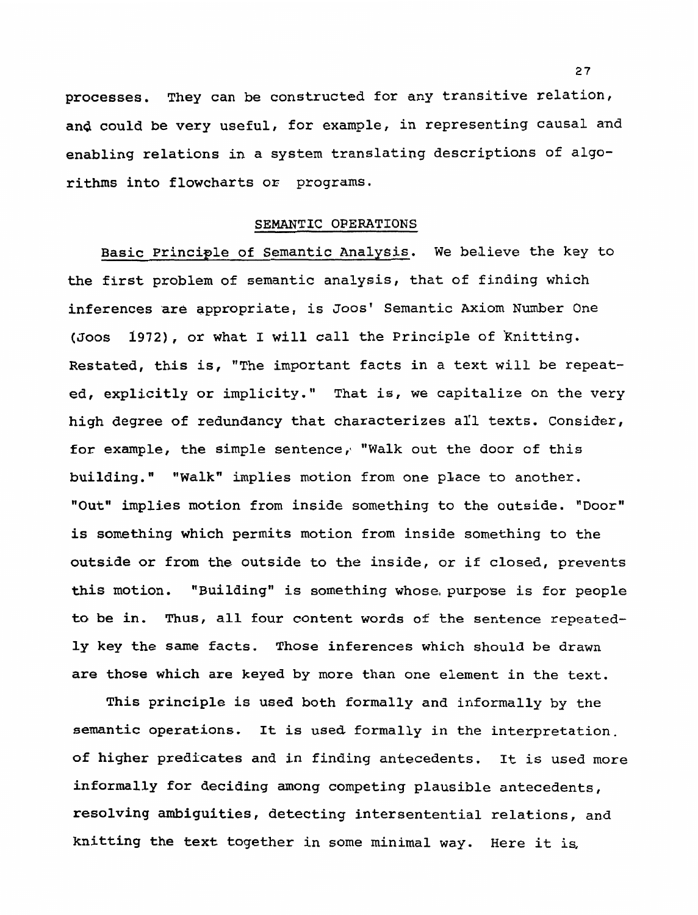processes. They can be constructed for any transitive relation, and could be very useful, for example, in representing causal and enabling relations in a system translating descriptions of algorithms into flowcharts or programs.

## SEMANTIC OPERATIONS

Basic Principle of Semantic Analysis. We believe the key to the first problem of semantic analysis, that of finding which inferences are appropriate, is Joos' Semantic Axiom Number One (Joos 1972), or what I will call the Principle of Knitting. Restated, this is, "The important facts in a text will be repeated, explicitly or implicity." That is, we capitalize on the very high degree of redundancy that characterizes all texts. Consider, for example, the simple sentence, "Walk out the door of this building." "Walk" implies motion from one place to another. "Out" implies motion from inside something to the outside. "Door" is something which permits motion from inside something to the outside or from the outside to the inside, or if closed, prevents this motion. "Building" is something whose purpose is for people to be in. Thus, all four content words of the sentence repeatedly key the same facts. Those inferences which should be drawn are those which are keyed by more than one element in the text.

This principle is used both formally and informally by the semantic operations. It is used formally in the interpretation of higher predicates and in finding antecedents. It is used more informally for deciding among competing plausible antecedents, resolving ambiguities, detecting intersentential relations, and knitting the text together in some minimal way. Here it is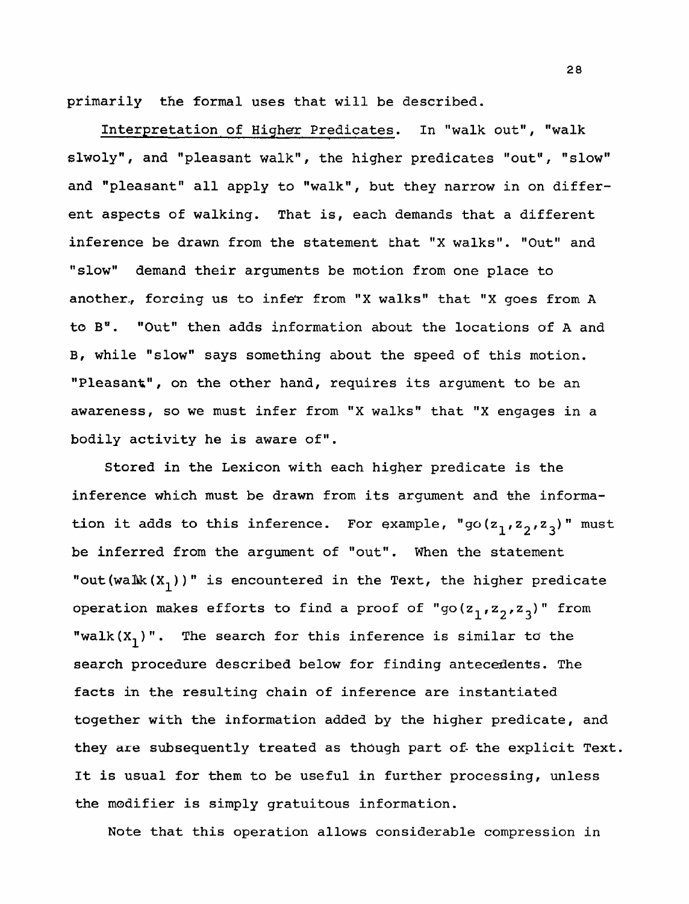primarily the formal uses that will be described.

Interpretation of Higher Predicates. In "walk out", "walk slwoly", and "pleasant walk", the higher predicates "out", "slow" and "pleasant" all apply to "walk", but they narrow in on different aspects of walking. That is, each demands that a different inference be drawn from the statement that "X walks". "Out" and "slow" demand their arguments be motion from one place to another, forcing us to infer from "X walks" that "X goes from A to B". "Out" then adds information about the locations of A and B, while "slow" says something about the speed of this motion. "Pleasant", on the other hand, requires its argument to be an awareness, so we must infer from "X walks" that "X engages in a bodily activity he is aware of".

Stored in the Lexicon with each higher predicate is the inference which must be drawn from its argument and the information it adds to this inference. For example, "$go(z_1,z_2,z_3)$" must be inferred from the argument of "out". When the statement "$out(walk(X_1))$" is encountered in the Text, the higher predicate operation makes efforts to find a proof of "$go(z_1,z_2,z_3)$" from "$walk(X_1)$". The search for this inference is similar to the search procedure described below for finding antecedents. The facts in the resulting chain of inference are instantiated together with the information added by the higher predicate, and they are subsequently treated as though part of the explicit Text. It is usual for them to be useful in further processing, unless the modifier is simply gratuitous information.

Note that this operation allows considerable compression in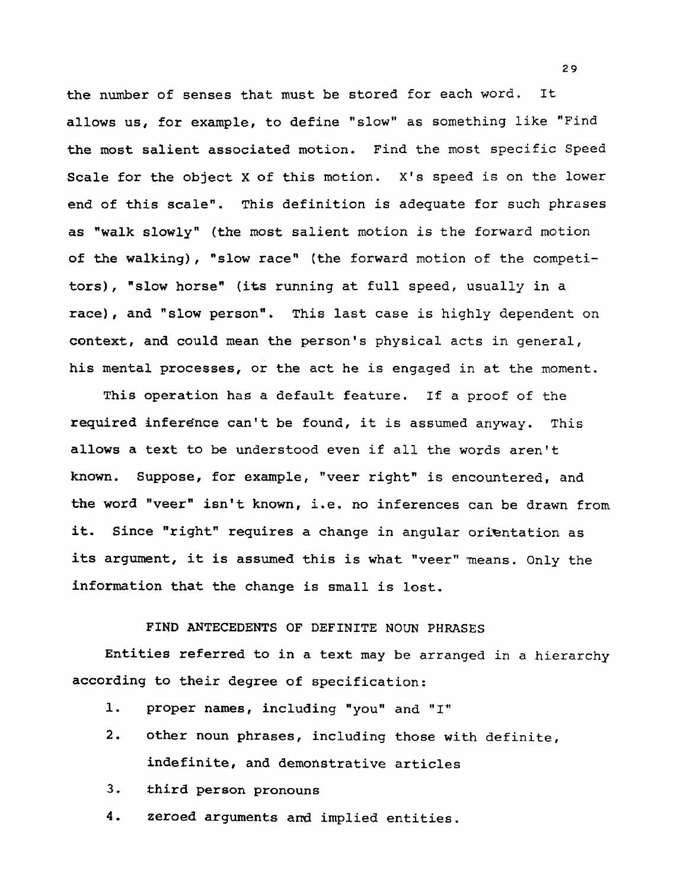the number of senses that must be stored for each word. It allows us, for example, to define "slow" as something like "Find the most salient associated motion. Find the most specific Speed Scale for the object X of this motion. X's speed is on the lower end of this scale". This definition is adequate for such phrases as "walk slowly" (the most salient motion is the forward motion of the walking), "slow race" (the forward motion of the competitors), "slow horse" (its running at full speed, usually in a race), and "slow person". This last case is highly dependent on context, and could mean the person's physical acts in general, his mental processes, or the act he is engaged in at the moment.

This operation has a default feature. If a proof of the required inference can't be found, it is assumed anyway. This allows a text to be understood even if all the words aren't known. Suppose, for example, "veer right" is encountered, and the word "veer" isn't known, i.e. no inferences can be drawn from it. Since "right" requires a change in angular orientation as its argument, it is assumed this is what "veer" means. Only the information that the change is small is lost.

## FIND ANTECEDENTS OF DEFINITE NOUN PHRASES

Entities referred to in a text may be arranged in a hierarchy according to their degree of specification:

1. proper names, including "you" and "I"
2. other noun phrases, including those with definite, indefinite, and demonstrative articles
3. third person pronouns
4. zeroed arguments and implied entities.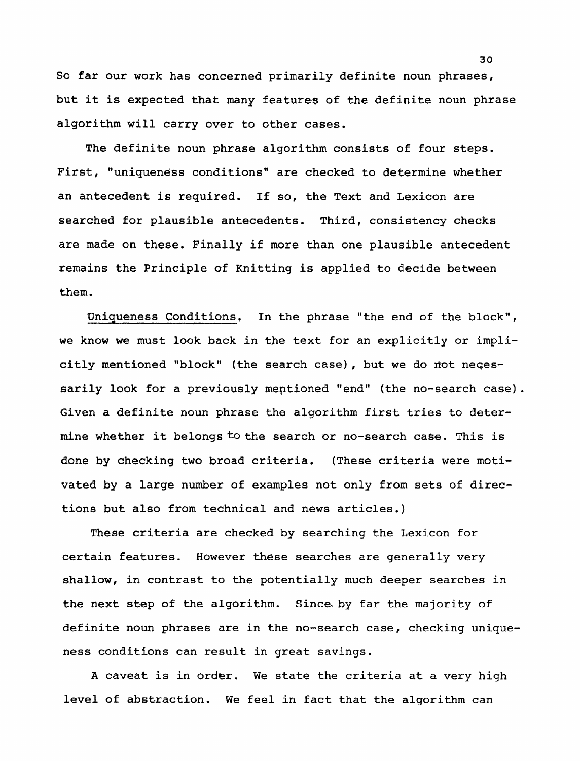So far our work has concerned primarily definite noun phrases, but it is expected that many features of the definite noun phrase algorithm will carry over to other cases.

The definite noun phrase algorithm consists of four steps. First, "uniqueness conditions" are checked to determine whether an antecedent is required. If so, the Text and Lexicon are searched for plausible antecedents. Third, consistency checks are made on these. Finally if more than one plausible antecedent remains the Principle of Knitting is applied to decide between them.

Uniqueness Conditions. In the phrase "the end of the block", we know we must look back in the text for an explicitly or implicitly mentioned "block" (the search case), but we do not necessarily look for a previously mentioned "end" (the no-search case). Given a definite noun phrase the algorithm first tries to determine whether it belongs to the search or no-search case. This is done by checking two broad criteria. (These criteria were motivated by a large number of examples not only from sets of directions but also from technical and news articles.)

These criteria are checked by searching the Lexicon for certain features. However these searches are generally very shallow, in contrast to the potentially much deeper searches in the next step of the algorithm. Since by far the majority of definite noun phrases are in the no-search case, checking uniqueness conditions can result in great savings.

A caveat is in order. We state the criteria at a very high level of abstraction. We feel in fact that the algorithm can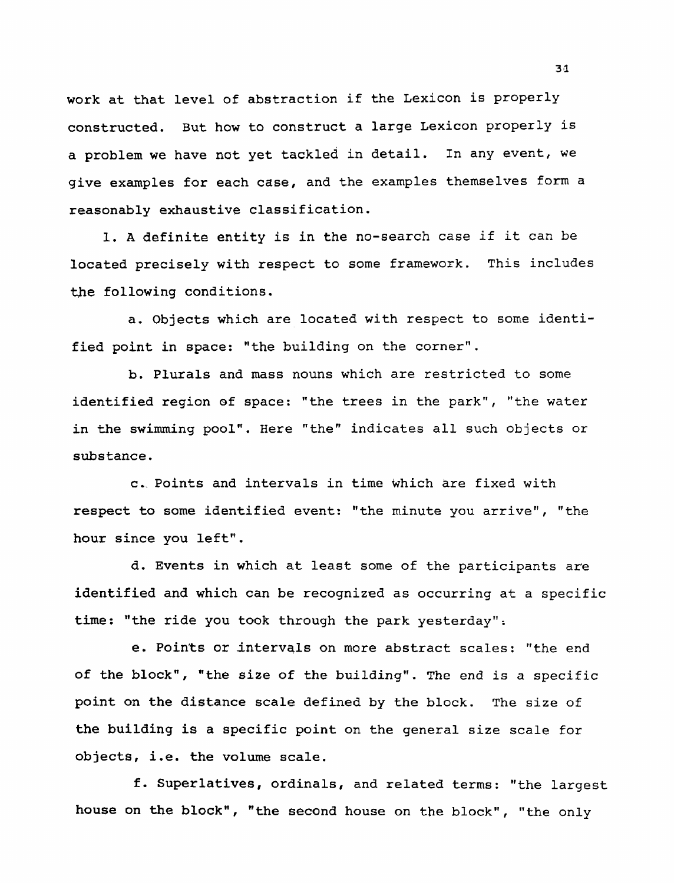work at that level of abstraction if the Lexicon is properly constructed. But how to construct a large Lexicon properly is a problem we have not yet tackled in detail. In any event, we give examples for each case, and the examples themselves form a reasonably exhaustive classification.

1. A definite entity is in the no-search case if it can be located precisely with respect to some framework. This includes the following conditions.

a. Objects which are located with respect to some identified point in space: "the building on the corner".

b. Plurals and mass nouns which are restricted to some identified region of space: "the trees in the park", "the water in the swimming pool". Here "the" indicates all such objects or substance.

c. Points and intervals in time which are fixed with respect to some identified event: "the minute you arrive", "the hour since you left".

d. Events in which at least some of the participants are identified and which can be recognized as occurring at a specific time: "the ride you took through the park yesterday".

e. Points or intervals on more abstract scales: "the end of the block", "the size of the building". The end is a specific point on the distance scale defined by the block. The size of the building is a specific point on the general size scale for objects, i.e. the volume scale.

f. Superlatives, ordinals, and related terms: "the largest house on the block", "the second house on the block", "the only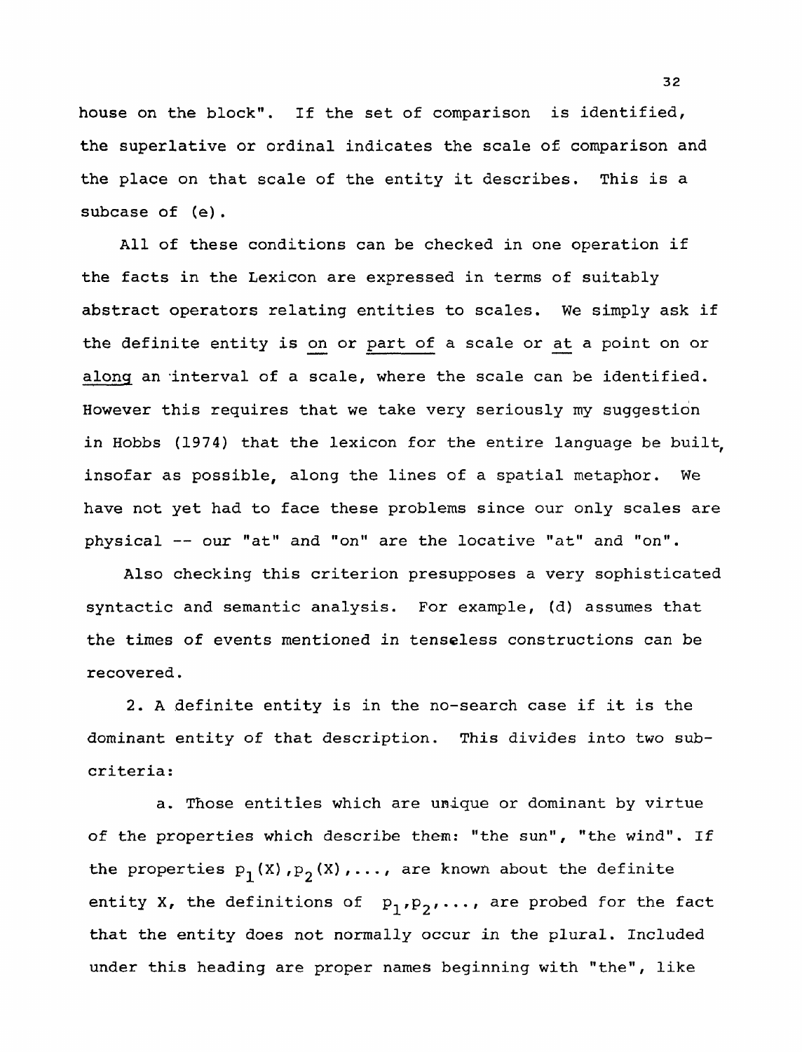house on the block". If the set of comparison is identified, the superlative or ordinal indicates the scale of comparison and the place on that scale of the entity it describes. This is a subcase of (e).

All of these conditions can be checked in one operation if the facts in the Lexicon are expressed in terms of suitably abstract operators relating entities to scales. We simply ask if the definite entity is <u>on</u> or <u>part of</u> a scale or <u>at</u> a point on or <u>along</u> an interval of a scale, where the scale can be identified. However this requires that we take very seriously my suggestion in Hobbs (1974) that the lexicon for the entire language be built, insofar as possible, along the lines of a spatial metaphor. We have not yet had to face these problems since our only scales are physical -- our "at" and "on" are the locative "at" and "on".

Also checking this criterion presupposes a very sophisticated syntactic and semantic analysis. For example, (d) assumes that the times of events mentioned in tenseless constructions can be recovered.

2. A definite entity is in the no-search case if it is the dominant entity of that description. This divides into two sub-criteria:

a. Those entities which are unique or dominant by virtue of the properties which describe them: "the sun", "the wind". If the properties $p_1(X), p_2(X), \ldots,$ are known about the definite entity X, the definitions of $p_1, p_2, \ldots,$ are probed for the fact that the entity does not normally occur in the plural. Included under this heading are proper names beginning with "the", like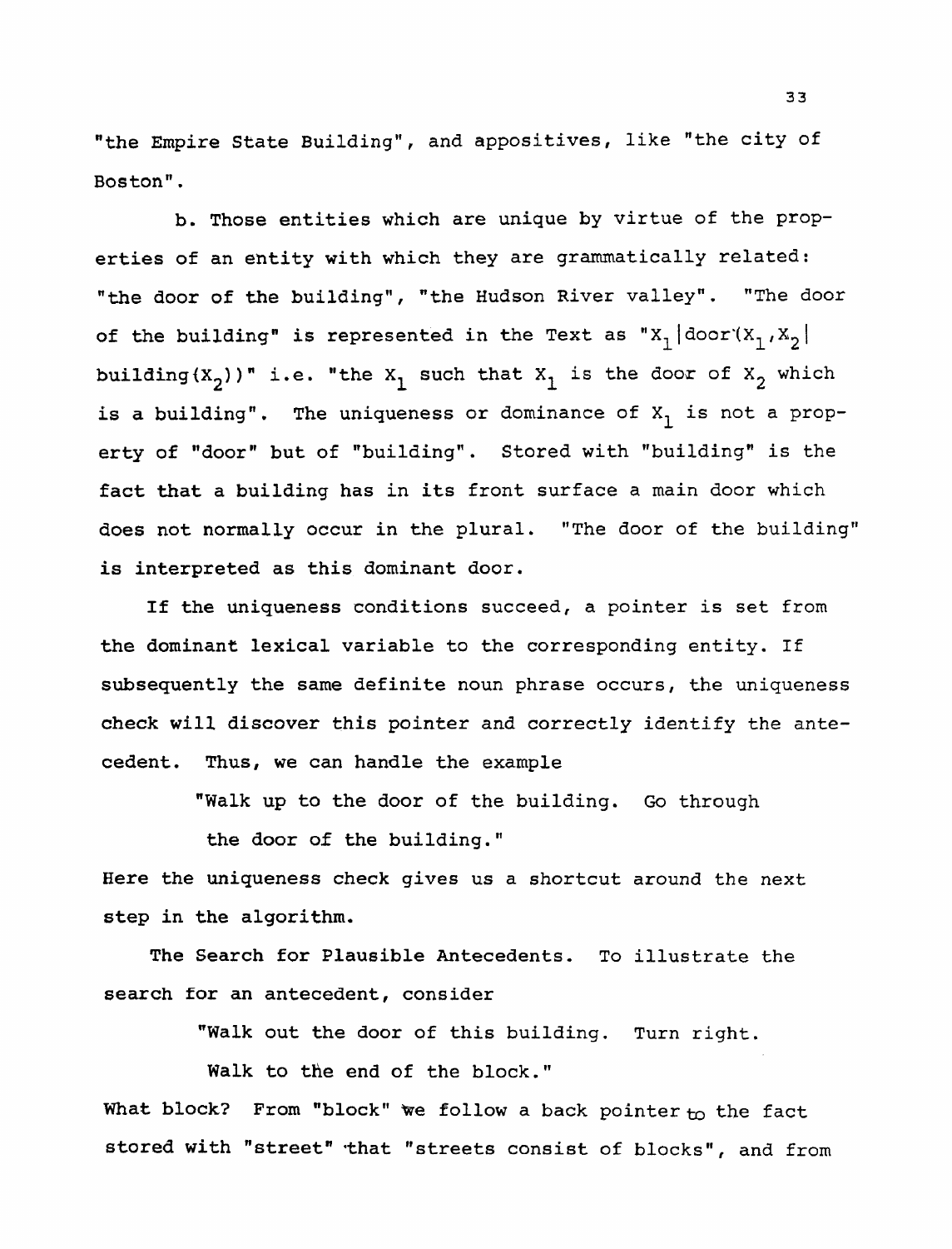"the Empire State Building", and appositives, like "the city of Boston".

b. Those entities which are unique by virtue of the properties of an entity with which they are grammatically related: "the door of the building", "the Hudson River valley". "The door of the building" is represented in the Text as "$X_1$|door($X_1$,$X_2$| building($X_2$))" i.e. "the $X_1$ such that $X_1$ is the door of $X_2$ which is a building". The uniqueness or dominance of $X_1$ is not a property of "door" but of "building". Stored with "building" is the fact that a building has in its front surface a main door which does not normally occur in the plural. "The door of the building" is interpreted as this dominant door.

If the uniqueness conditions succeed, a pointer is set from the dominant lexical variable to the corresponding entity. If subsequently the same definite noun phrase occurs, the uniqueness check will discover this pointer and correctly identify the antecedent. Thus, we can handle the example

> "Walk up to the door of the building. Go through the door of the building."

Here the uniqueness check gives us a shortcut around the next step in the algorithm.

**The Search for Plausible Antecedents.** To illustrate the search for an antecedent, consider

> "Walk out the door of this building. Turn right. Walk to the end of the block."

What block? From "block" we follow a back pointer to the fact stored with "street" that "streets consist of blocks", and from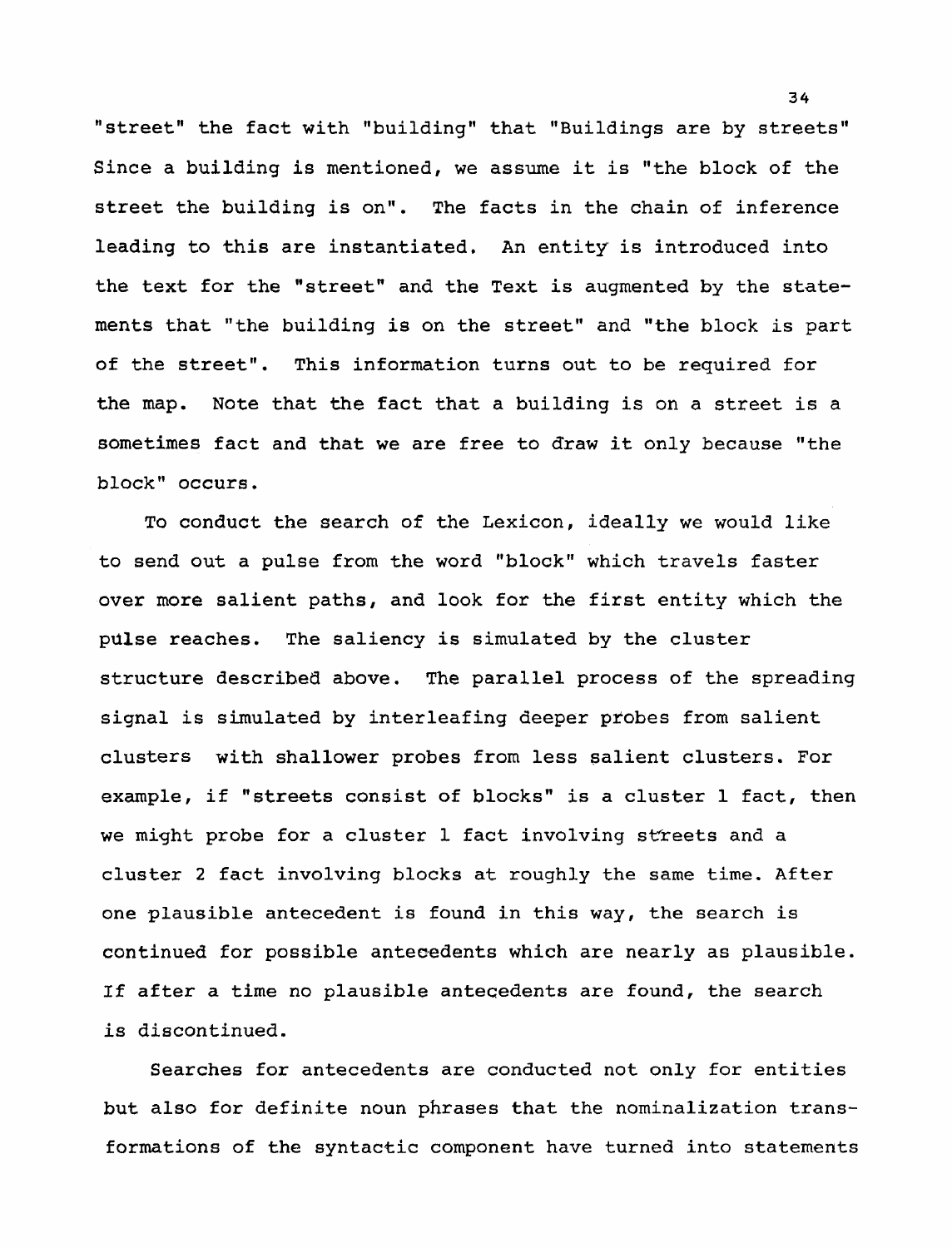"street" the fact with "building" that "Buildings are by streets" Since a building is mentioned, we assume it is "the block of the street the building is on". The facts in the chain of inference leading to this are instantiated. An entity is introduced into the text for the "street" and the Text is augmented by the statements that "the building is on the street" and "the block is part of the street". This information turns out to be required for the map. Note that the fact that a building is on a street is a sometimes fact and that we are free to draw it only because "the block" occurs.

To conduct the search of the Lexicon, ideally we would like to send out a pulse from the word "block" which travels faster over more salient paths, and look for the first entity which the pulse reaches. The saliency is simulated by the cluster structure described above. The parallel process of the spreading signal is simulated by interleafing deeper probes from salient clusters with shallower probes from less salient clusters. For example, if "streets consist of blocks" is a cluster 1 fact, then we might probe for a cluster 1 fact involving streets and a cluster 2 fact involving blocks at roughly the same time. After one plausible antecedent is found in this way, the search is continued for possible antecedents which are nearly as plausible. If after a time no plausible antecedents are found, the search is discontinued.

Searches for antecedents are conducted not only for entities but also for definite noun phrases that the nominalization transformations of the syntactic component have turned into statements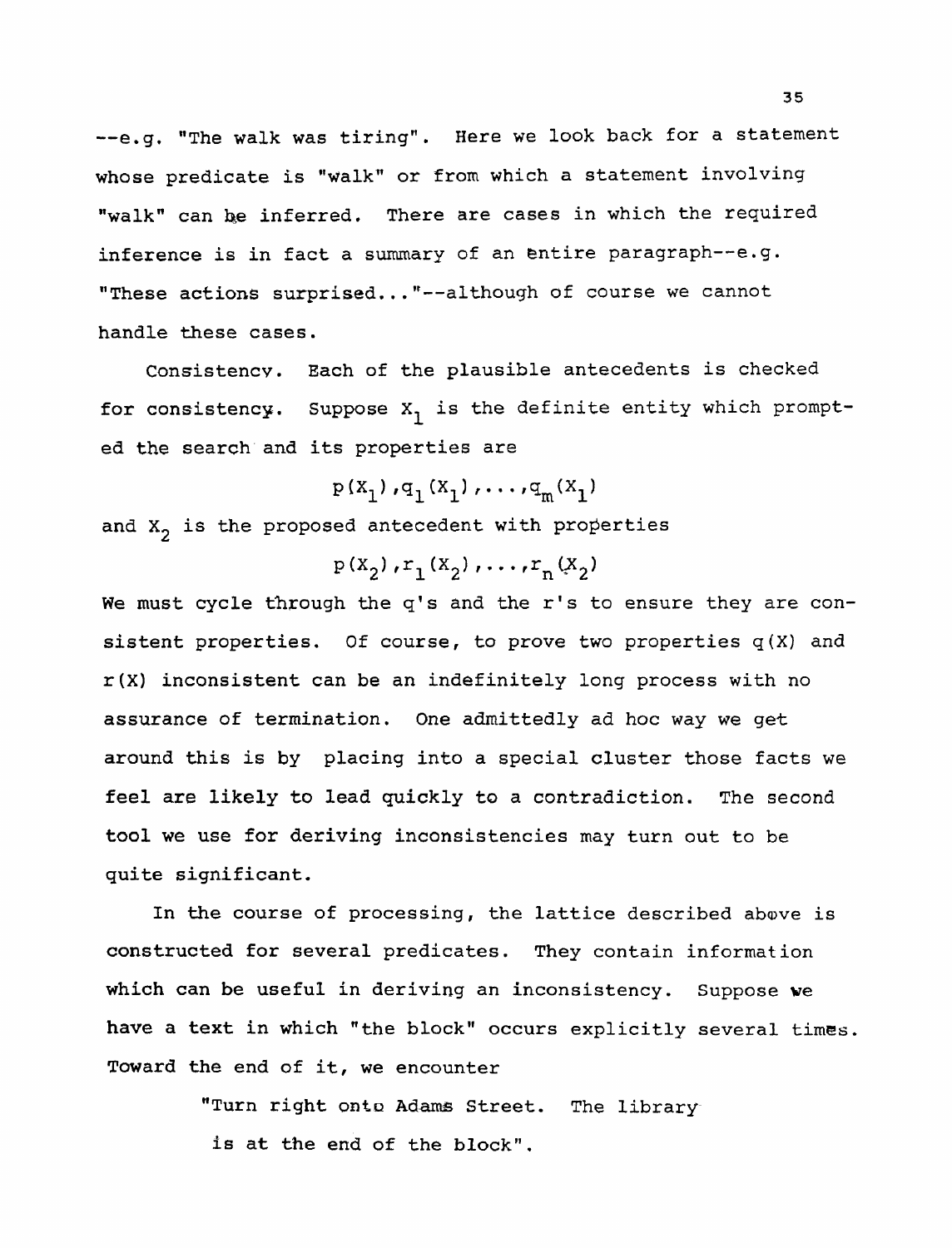--e.g. "The walk was tiring". Here we look back for a statement whose predicate is "walk" or from which a statement involving "walk" can be inferred. There are cases in which the required inference is in fact a summary of an entire paragraph--e.g. "These actions surprised..."--although of course we cannot handle these cases.

Consistency. Each of the plausible antecedents is checked for consistency. Suppose $X_1$ is the definite entity which prompted the search and its properties are

$$p(X_1), q_1(X_1), \ldots, q_m(X_1)$$

and $X_2$ is the proposed antecedent with properties

$$p(X_2), r_1(X_2), \ldots, r_n(X_2)$$

We must cycle through the q's and the r's to ensure they are consistent properties. Of course, to prove two properties $q(X)$ and $r(X)$ inconsistent can be an indefinitely long process with no assurance of termination. One admittedly ad hoc way we get around this is by placing into a special cluster those facts we feel are likely to lead quickly to a contradiction. The second tool we use for deriving inconsistencies may turn out to be quite significant.

In the course of processing, the lattice described above is constructed for several predicates. They contain information which can be useful in deriving an inconsistency. Suppose we have a text in which "the block" occurs explicitly several times. Toward the end of it, we encounter

> "Turn right onto Adams Street. The library is at the end of the block".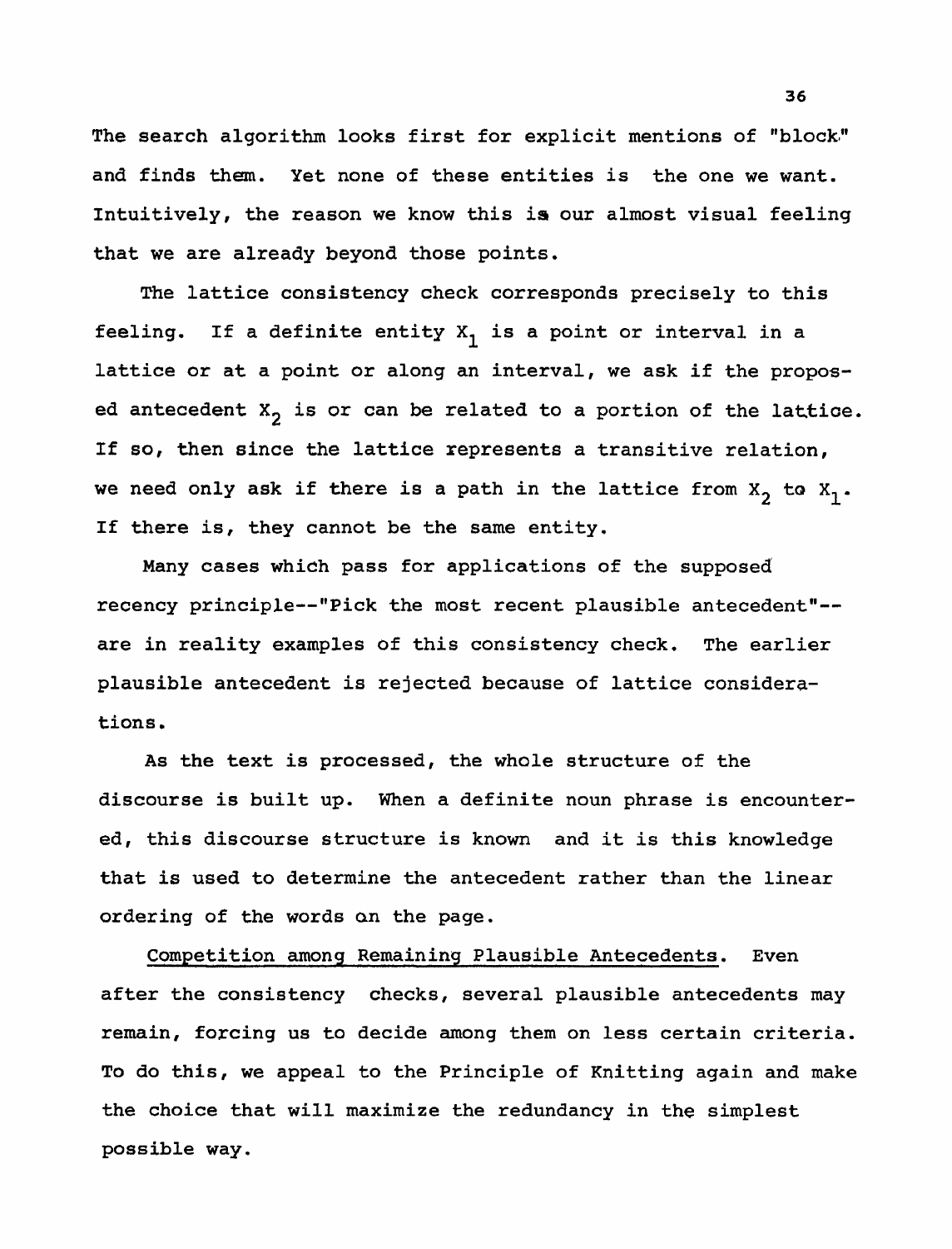The search algorithm looks first for explicit mentions of "block" and finds them. Yet none of these entities is the one we want. Intuitively, the reason we know this is our almost visual feeling that we are already beyond those points.

The lattice consistency check corresponds precisely to this feeling. If a definite entity $X_1$ is a point or interval in a lattice or at a point or along an interval, we ask if the proposed antecedent $X_2$ is or can be related to a portion of the lattice. If so, then since the lattice represents a transitive relation, we need only ask if there is a path in the lattice from $X_2$ to $X_1$. If there is, they cannot be the same entity.

Many cases which pass for applications of the supposed recency principle--"Pick the most recent plausible antecedent"--are in reality examples of this consistency check. The earlier plausible antecedent is rejected because of lattice considerations.

As the text is processed, the whole structure of the discourse is built up. When a definite noun phrase is encountered, this discourse structure is known and it is this knowledge that is used to determine the antecedent rather than the linear ordering of the words on the page.

Competition among Remaining Plausible Antecedents. Even after the consistency checks, several plausible antecedents may remain, forcing us to decide among them on less certain criteria. To do this, we appeal to the Principle of Knitting again and make the choice that will maximize the redundancy in the simplest possible way.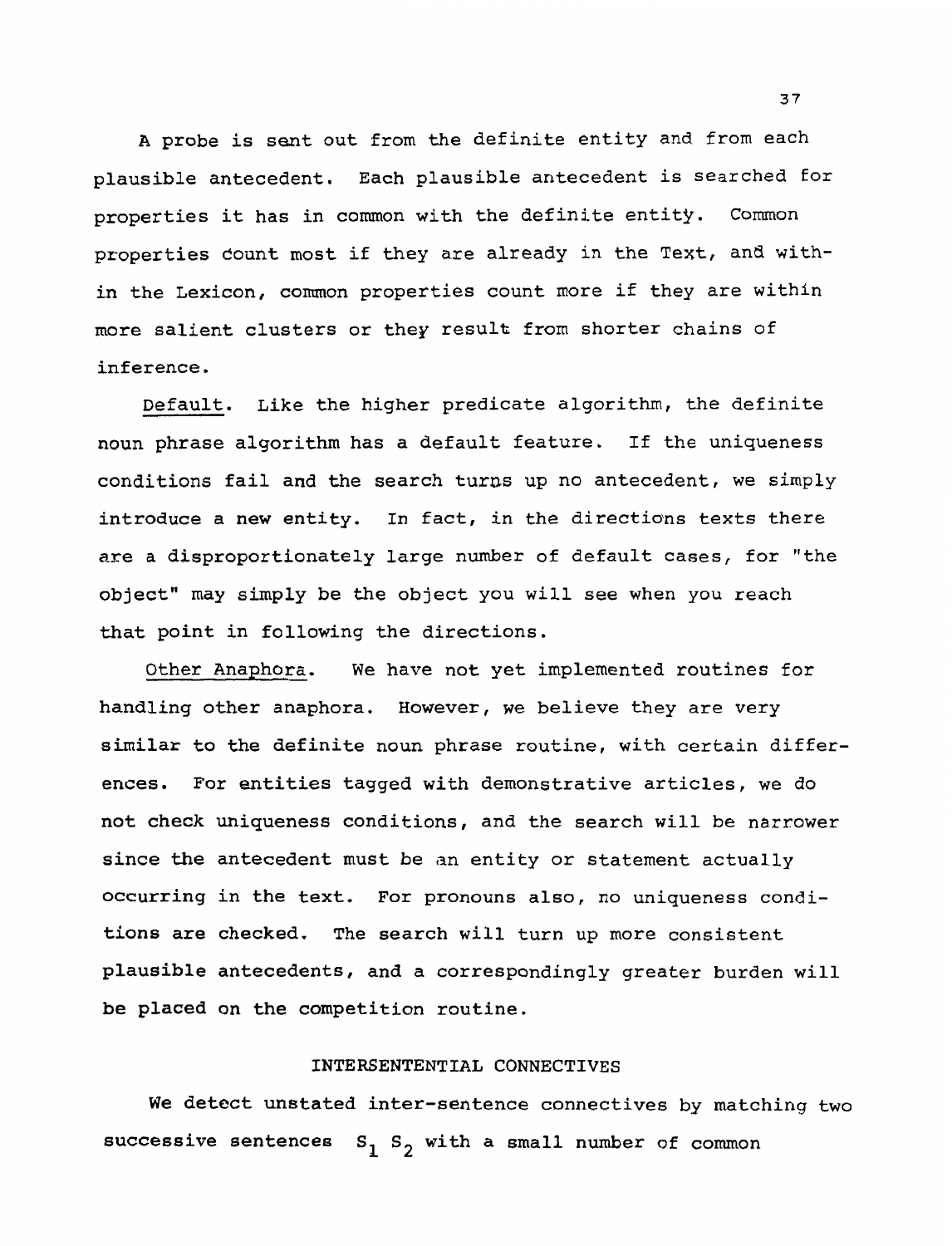A probe is sent out from the definite entity and from each plausible antecedent. Each plausible antecedent is searched for properties it has in common with the definite entity. Common properties count most if they are already in the Text, and within the Lexicon, common properties count more if they are within more salient clusters or they result from shorter chains of inference.

Default. Like the higher predicate algorithm, the definite noun phrase algorithm has a default feature. If the uniqueness conditions fail and the search turns up no antecedent, we simply introduce a new entity. In fact, in the directions texts there are a disproportionately large number of default cases, for "the object" may simply be the object you will see when you reach that point in following the directions.

Other Anaphora. We have not yet implemented routines for handling other anaphora. However, we believe they are very similar to the definite noun phrase routine, with certain differences. For entities tagged with demonstrative articles, we do not check uniqueness conditions, and the search will be narrower since the antecedent must be an entity or statement actually occurring in the text. For pronouns also, no uniqueness conditions are checked. The search will turn up more consistent plausible antecedents, and a correspondingly greater burden will be placed on the competition routine.

## INTERSENTENTIAL CONNECTIVES

We detect unstated inter-sentence connectives by matching two successive sentences $S_1$ $S_2$ with a small number of common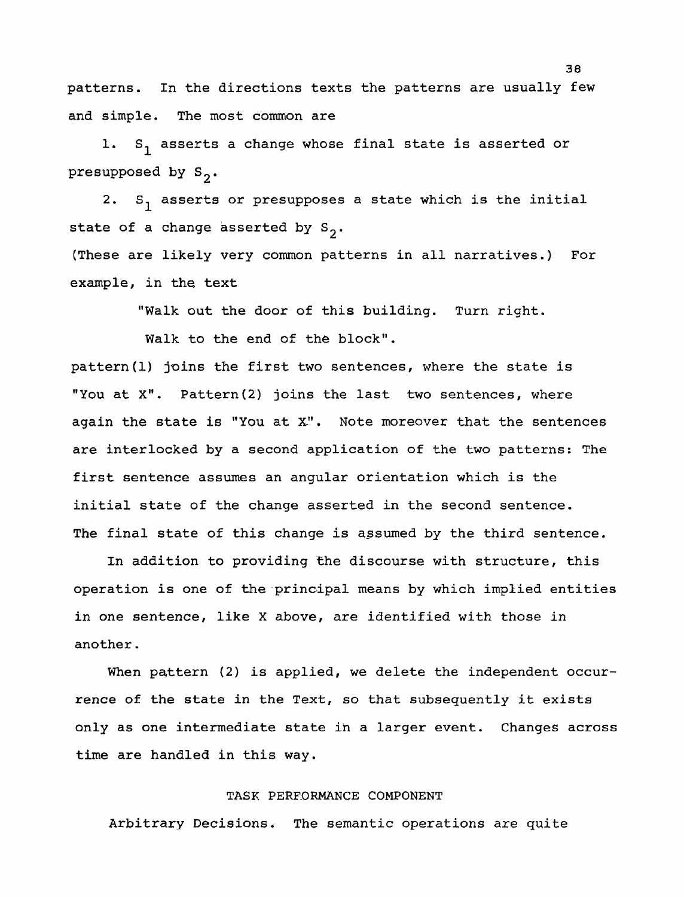patterns. In the directions texts the patterns are usually few and simple. The most common are

1. $S_1$ asserts a change whose final state is asserted or presupposed by $S_2$.

2. $S_1$ asserts or presupposes a state which is the initial state of a change asserted by $S_2$.

(These are likely very common patterns in all narratives.) For example, in the text

> "Walk out the door of this building. Turn right.
> Walk to the end of the block".

pattern(1) joins the first two sentences, where the state is "You at X". Pattern(2) joins the last two sentences, where again the state is "You at X". Note moreover that the sentences are interlocked by a second application of the two patterns: The first sentence assumes an angular orientation which is the initial state of the change asserted in the second sentence. The final state of this change is assumed by the third sentence.

In addition to providing the discourse with structure, this operation is one of the principal means by which implied entities in one sentence, like X above, are identified with those in another.

When pattern (2) is applied, we delete the independent occurrence of the state in the Text, so that subsequently it exists only as one intermediate state in a larger event. Changes across time are handled in this way.

## TASK PERFORMANCE COMPONENT

Arbitrary Decisions. The semantic operations are quite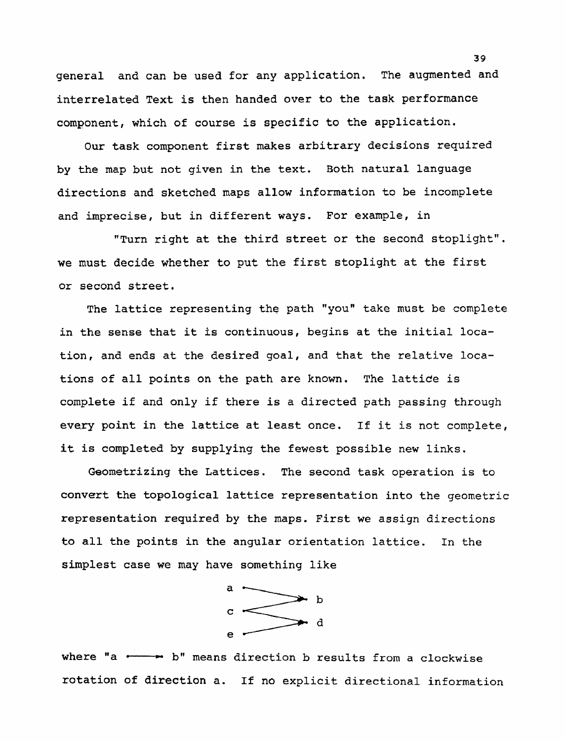general and can be used for any application. The augmented and interrelated Text is then handed over to the task performance component, which of course is specific to the application.

Our task component first makes arbitrary decisions required by the map but not given in the text. Both natural language directions and sketched maps allow information to be incomplete and imprecise, but in different ways. For example, in

"Turn right at the third street or the second stoplight". we must decide whether to put the first stoplight at the first or second street.

The lattice representing the path "you" take must be complete in the sense that it is continuous, begins at the initial location, and ends at the desired goal, and that the relative locations of all points on the path are known. The lattice is complete if and only if there is a directed path passing through every point in the lattice at least once. If it is not complete, it is completed by supplying the fewest possible new links.

Geometrizing the Lattices. The second task operation is to convert the topological lattice representation into the geometric representation required by the maps. First we assign directions to all the points in the angular orientation lattice. In the simplest case we may have something like

a ⟶ b
c ⟶ b
c ⟶ d
e ⟶ d

where "a ⟶ b" means direction b results from a clockwise rotation of direction a. If no explicit directional information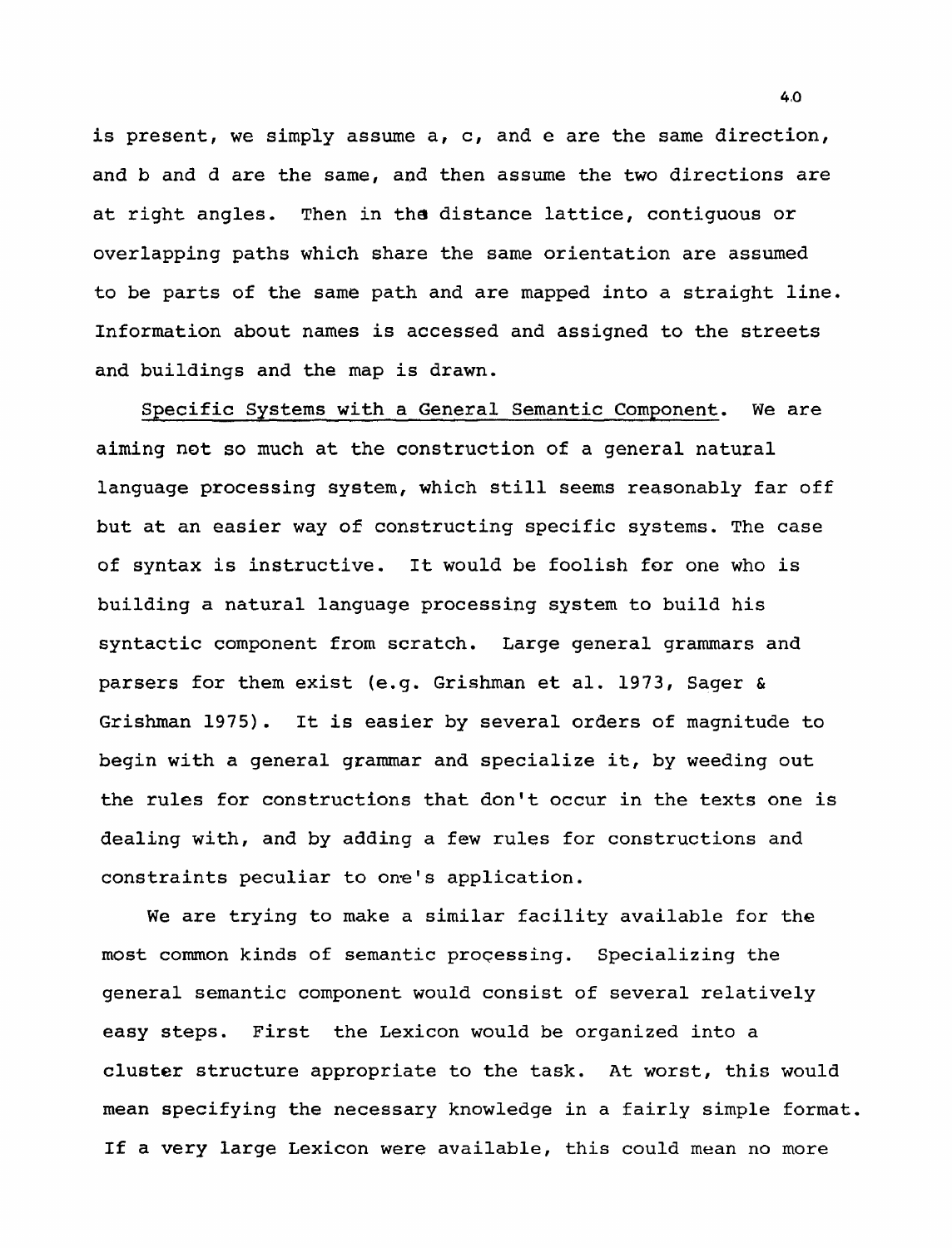is present, we simply assume a, c, and e are the same direction, and b and d are the same, and then assume the two directions are at right angles. Then in the distance lattice, contiguous or overlapping paths which share the same orientation are assumed to be parts of the same path and are mapped into a straight line. Information about names is accessed and assigned to the streets and buildings and the map is drawn.

Specific Systems with a General Semantic Component. We are aiming not so much at the construction of a general natural language processing system, which still seems reasonably far off but at an easier way of constructing specific systems. The case of syntax is instructive. It would be foolish for one who is building a natural language processing system to build his syntactic component from scratch. Large general grammars and parsers for them exist (e.g. Grishman et al. 1973, Sager & Grishman 1975). It is easier by several orders of magnitude to begin with a general grammar and specialize it, by weeding out the rules for constructions that don't occur in the texts one is dealing with, and by adding a few rules for constructions and constraints peculiar to one's application.

We are trying to make a similar facility available for the most common kinds of semantic processing. Specializing the general semantic component would consist of several relatively easy steps. First the Lexicon would be organized into a cluster structure appropriate to the task. At worst, this would mean specifying the necessary knowledge in a fairly simple format. If a very large Lexicon were available, this could mean no more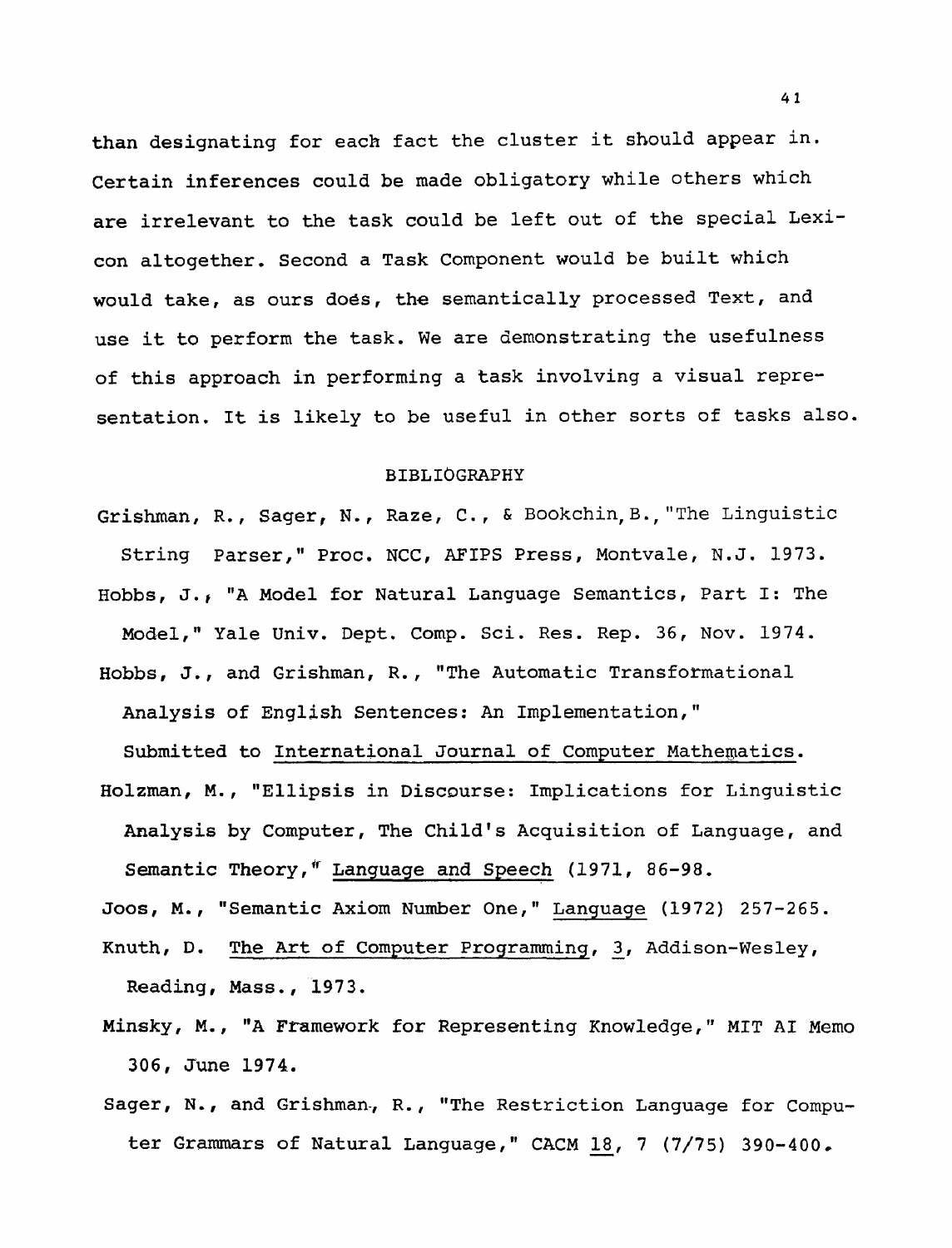than designating for each fact the cluster it should appear in. Certain inferences could be made obligatory while others which are irrelevant to the task could be left out of the special Lexicon altogether. Second a Task Component would be built which would take, as ours does, the semantically processed Text, and use it to perform the task. We are demonstrating the usefulness of this approach in performing a task involving a visual representation. It is likely to be useful in other sorts of tasks also.

## BIBLIOGRAPHY

Grishman, R., Sager, N., Raze, C., & Bookchin, B., "The Linguistic String Parser," Proc. NCC, AFIPS Press, Montvale, N.J. 1973.

Hobbs, J., "A Model for Natural Language Semantics, Part I: The Model," Yale Univ. Dept. Comp. Sci. Res. Rep. 36, Nov. 1974.

Hobbs, J., and Grishman, R., "The Automatic Transformational Analysis of English Sentences: An Implementation," Submitted to International Journal of Computer Mathematics.

Holzman, M., "Ellipsis in Discourse: Implications for Linguistic Analysis by Computer, The Child's Acquisition of Language, and Semantic Theory," Language and Speech (1971, 86-98.

Joos, M., "Semantic Axiom Number One," Language (1972) 257-265.

Knuth, D. The Art of Computer Programming, 3, Addison-Wesley, Reading, Mass., 1973.

Minsky, M., "A Framework for Representing Knowledge," MIT AI Memo 306, June 1974.

Sager, N., and Grishman, R., "The Restriction Language for Computer Grammars of Natural Language," CACM 18, 7 (7/75) 390-400.